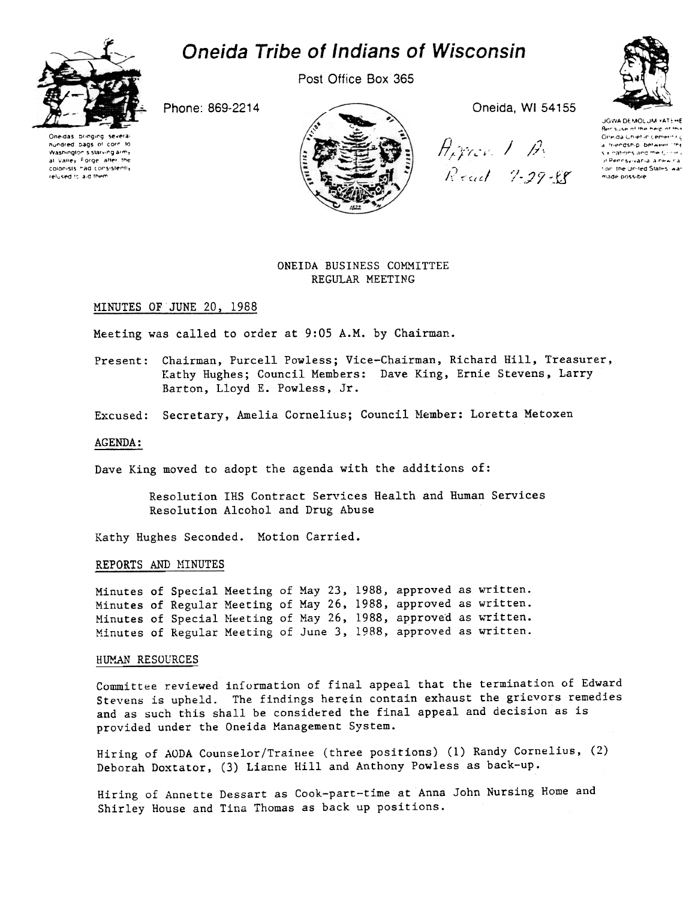# Oneida Tribe of Indians of Wisconsin

Post Office Box 365

Phone: 869-2214

Oneida, WI 54155

Oneidas bringing several hundred bags of corn to Washington's starving army at Valley Forge, after the colonists had consistently refused to aid them.

UGWA DEMOLUM YATEHE Because of the help of this Oneida Chief in cementing a friendship between the six nations and the Colony of Pennsylvania, a new nation, the United States, was made possible.

Approved As Read 7-29-88

## ONEIDA BUSINESS COMMITTEE
## REGULAR MEETING

### MINUTES OF JUNE 20, 1988

Meeting was called to order at 9:05 A.M. by Chairman.

Present: Chairman, Purcell Powless; Vice-Chairman, Richard Hill, Treasurer, Kathy Hughes; Council Members: Dave King, Ernie Stevens, Larry Barton, Lloyd E. Powless, Jr.

Excused: Secretary, Amelia Cornelius; Council Member: Loretta Metoxen

### AGENDA:

Dave King moved to adopt the agenda with the additions of:

Resolution IHS Contract Services Health and Human Services
Resolution Alcohol and Drug Abuse

Kathy Hughes Seconded. Motion Carried.

### REPORTS AND MINUTES

Minutes of Special Meeting of May 23, 1988, approved as written.
Minutes of Regular Meeting of May 26, 1988, approved as written.
Minutes of Special Meeting of May 26, 1988, approved as written.
Minutes of Regular Meeting of June 3, 1988, approved as written.

### HUMAN RESOURCES

Committee reviewed information of final appeal that the termination of Edward Stevens is upheld. The findings herein contain exhaust the grievors remedies and as such this shall be considered the final appeal and decision as is provided under the Oneida Management System.

Hiring of AODA Counselor/Trainee (three positions) (1) Randy Cornelius, (2) Deborah Doxtator, (3) Lianne Hill and Anthony Powless as back-up.

Hiring of Annette Dessart as Cook-part-time at Anna John Nursing Home and Shirley House and Tina Thomas as back up positions.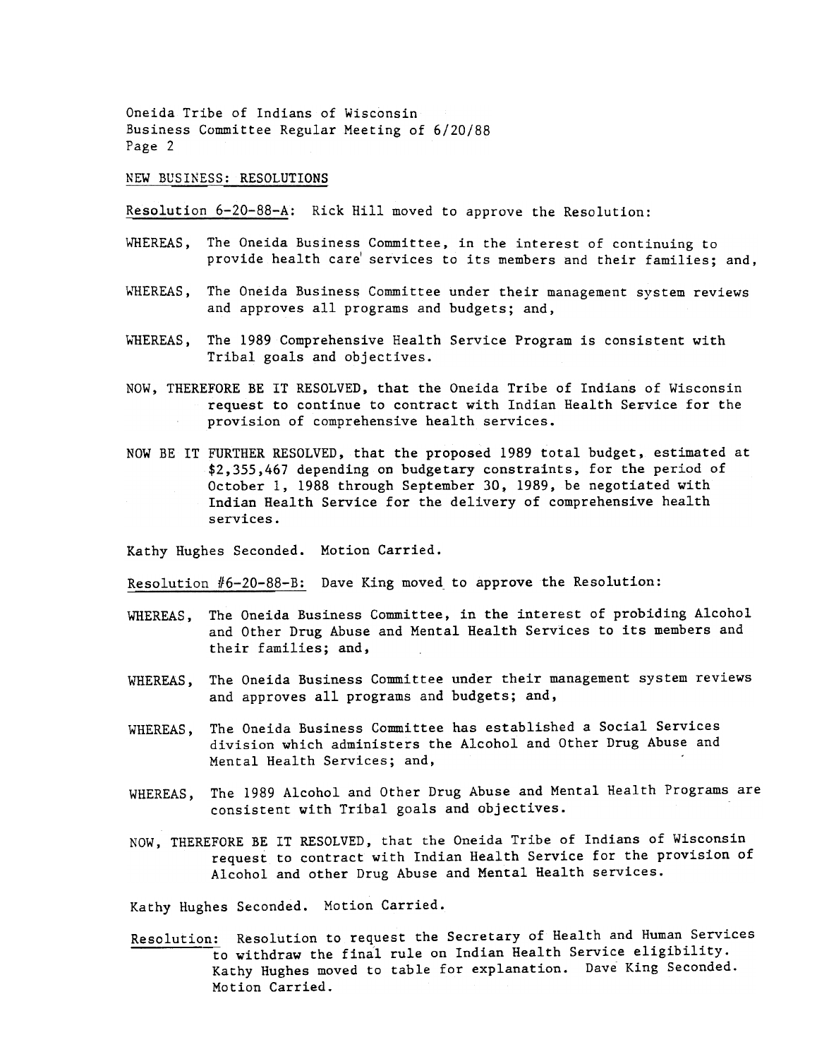## NEW BUSINESS: RESOLUTIONS

Resolution 6-20-88-A: Rick Hill moved to approve the Resolution:

WHEREAS, The Oneida Business Committee, in the interest of continuing to provide health care services to its members and their families; and,

WHEREAS, The Oneida Business Committee under their management system reviews and approves all programs and budgets; and,

WHEREAS, The 1989 Comprehensive Health Service Program is consistent with Tribal goals and objectives.

NOW, THEREFORE BE IT RESOLVED, that the Oneida Tribe of Indians of Wisconsin request to continue to contract with Indian Health Service for the provision of comprehensive health services.

NOW BE IT FURTHER RESOLVED, that the proposed 1989 total budget, estimated at $2,355,467 depending on budgetary constraints, for the period of October 1, 1988 through September 30, 1989, be negotiated with Indian Health Service for the delivery of comprehensive health services.

Kathy Hughes Seconded. Motion Carried.

Resolution #6-20-88-B: Dave King moved to approve the Resolution:

WHEREAS, The Oneida Business Committee, in the interest of probiding Alcohol and Other Drug Abuse and Mental Health Services to its members and their families; and,

WHEREAS, The Oneida Business Committee under their management system reviews and approves all programs and budgets; and,

WHEREAS, The Oneida Business Committee has established a Social Services division which administers the Alcohol and Other Drug Abuse and Mental Health Services; and,

WHEREAS, The 1989 Alcohol and Other Drug Abuse and Mental Health Programs are consistent with Tribal goals and objectives.

NOW, THEREFORE BE IT RESOLVED, that the Oneida Tribe of Indians of Wisconsin request to contract with Indian Health Service for the provision of Alcohol and other Drug Abuse and Mental Health services.

Kathy Hughes Seconded. Motion Carried.

Resolution: Resolution to request the Secretary of Health and Human Services to withdraw the final rule on Indian Health Service eligibility. Kathy Hughes moved to table for explanation. Dave King Seconded. Motion Carried.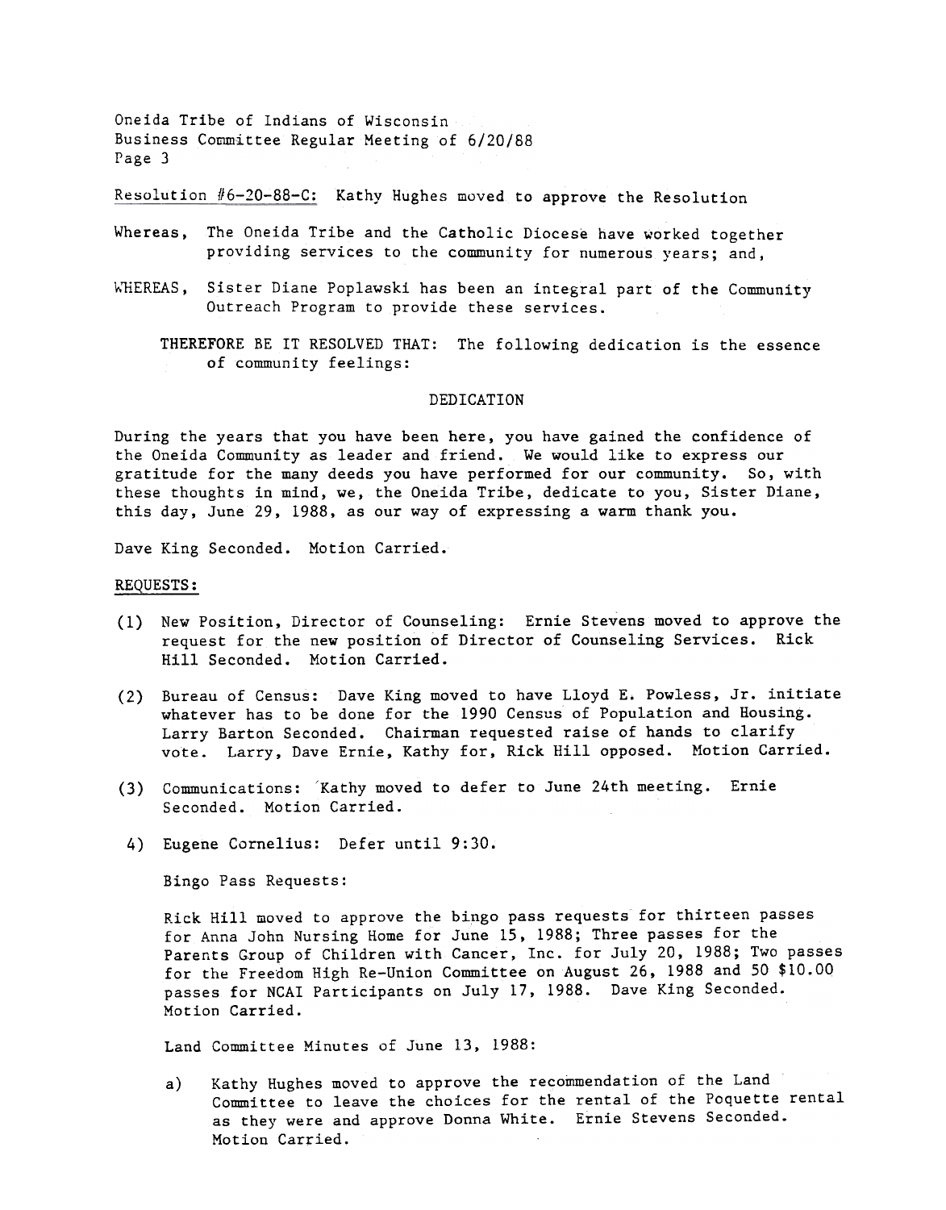Resolution #6-20-88-C: Kathy Hughes moved to approve the Resolution

Whereas, The Oneida Tribe and the Catholic Diocese have worked together providing services to the community for numerous years; and,

WHEREAS, Sister Diane Poplawski has been an integral part of the Community Outreach Program to provide these services.

THEREFORE BE IT RESOLVED THAT: The following dedication is the essence of community feelings:

DEDICATION

During the years that you have been here, you have gained the confidence of the Oneida Community as leader and friend. We would like to express our gratitude for the many deeds you have performed for our community. So, with these thoughts in mind, we, the Oneida Tribe, dedicate to you, Sister Diane, this day, June 29, 1988, as our way of expressing a warm thank you.

Dave King Seconded. Motion Carried.

REQUESTS:

(1) New Position, Director of Counseling: Ernie Stevens moved to approve the request for the new position of Director of Counseling Services. Rick Hill Seconded. Motion Carried.

(2) Bureau of Census: Dave King moved to have Lloyd E. Powless, Jr. initiate whatever has to be done for the 1990 Census of Population and Housing. Larry Barton Seconded. Chairman requested raise of hands to clarify vote. Larry, Dave Ernie, Kathy for, Rick Hill opposed. Motion Carried.

(3) Communications: Kathy moved to defer to June 24th meeting. Ernie Seconded. Motion Carried.

4) Eugene Cornelius: Defer until 9:30.

Bingo Pass Requests:

Rick Hill moved to approve the bingo pass requests for thirteen passes for Anna John Nursing Home for June 15, 1988; Three passes for the Parents Group of Children with Cancer, Inc. for July 20, 1988; Two passes for the Freedom High Re-Union Committee on August 26, 1988 and 50 $10.00 passes for NCAI Participants on July 17, 1988. Dave King Seconded. Motion Carried.

Land Committee Minutes of June 13, 1988:

a) Kathy Hughes moved to approve the recommendation of the Land Committee to leave the choices for the rental of the Poquette rental as they were and approve Donna White. Ernie Stevens Seconded. Motion Carried.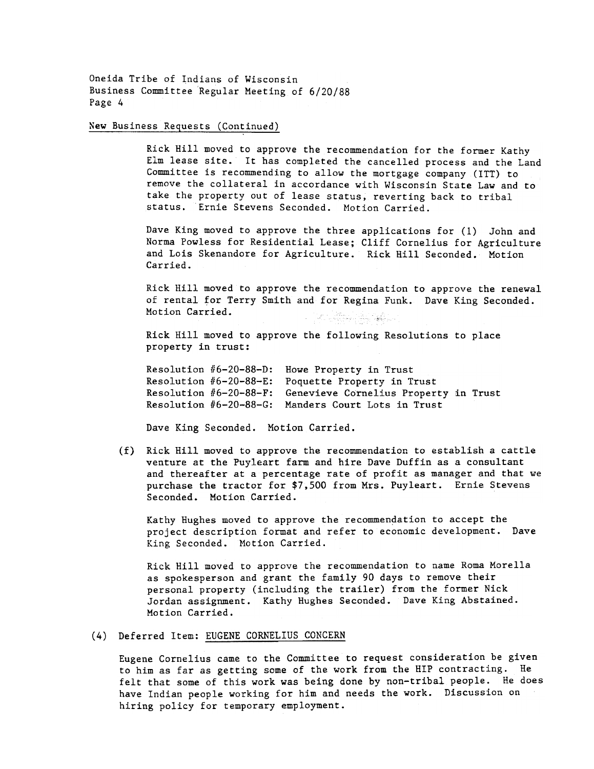New Business Requests (Continued)

Rick Hill moved to approve the recommendation for the former Kathy Elm lease site. It has completed the cancelled process and the Land Committee is recommending to allow the mortgage company (ITT) to remove the collateral in accordance with Wisconsin State Law and to take the property out of lease status, reverting back to tribal status. Ernie Stevens Seconded. Motion Carried.

Dave King moved to approve the three applications for (1) John and Norma Powless for Residential Lease; Cliff Cornelius for Agriculture and Lois Skenandore for Agriculture. Rick Hill Seconded. Motion Carried.

Rick Hill moved to approve the recommendation to approve the renewal of rental for Terry Smith and for Regina Funk. Dave King Seconded. Motion Carried.

Rick Hill moved to approve the following Resolutions to place property in trust:

Resolution #6-20-88-D: Howe Property in Trust
Resolution #6-20-88-E: Poquette Property in Trust
Resolution #6-20-88-F: Genevieve Cornelius Property in Trust
Resolution #6-20-88-G: Manders Court Lots in Trust

Dave King Seconded. Motion Carried.

(f) Rick Hill moved to approve the recommendation to establish a cattle venture at the Puyleart farm and hire Dave Duffin as a consultant and thereafter at a percentage rate of profit as manager and that we purchase the tractor for $7,500 from Mrs. Puyleart. Ernie Stevens Seconded. Motion Carried.

Kathy Hughes moved to approve the recommendation to accept the project description format and refer to economic development. Dave King Seconded. Motion Carried.

Rick Hill moved to approve the recommendation to name Roma Morella as spokesperson and grant the family 90 days to remove their personal property (including the trailer) from the former Nick Jordan assignment. Kathy Hughes Seconded. Dave King Abstained. Motion Carried.

(4) Deferred Item: EUGENE CORNELIUS CONCERN

Eugene Cornelius came to the Committee to request consideration be given to him as far as getting some of the work from the HIP contracting. He felt that some of this work was being done by non-tribal people. He does have Indian people working for him and needs the work. Discussion on hiring policy for temporary employment.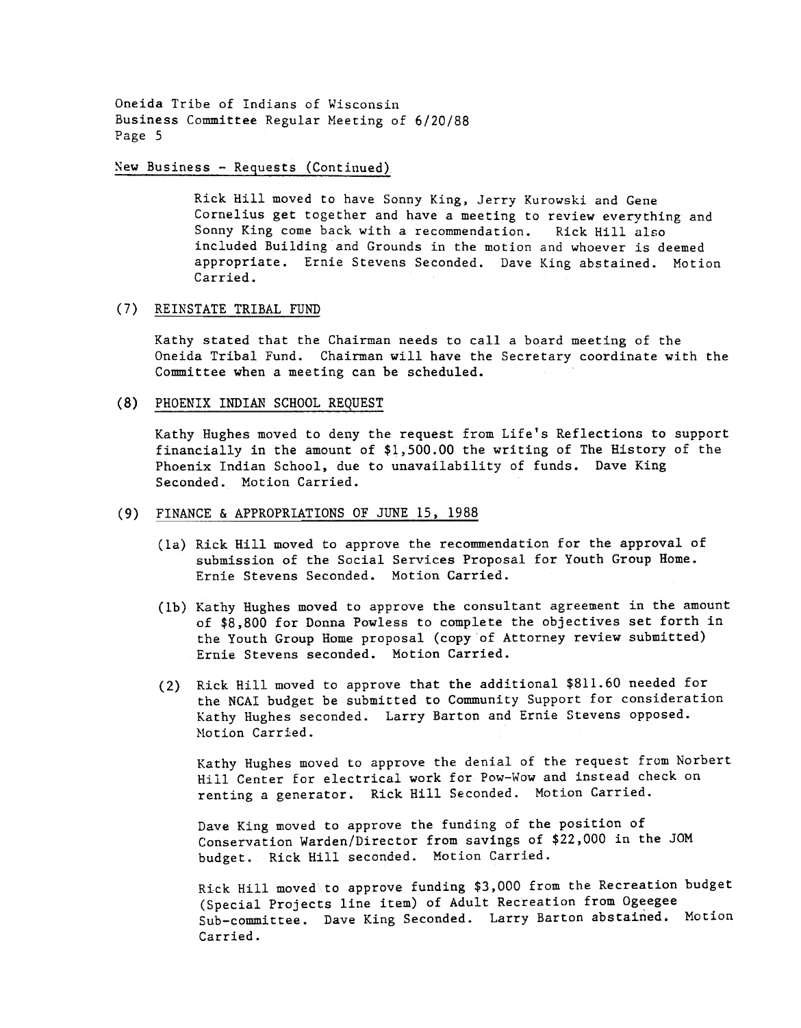New Business - Requests (Continued)

Rick Hill moved to have Sonny King, Jerry Kurowski and Gene Cornelius get together and have a meeting to review everything and Sonny King come back with a recommendation. Rick Hill also included Building and Grounds in the motion and whoever is deemed appropriate. Ernie Stevens Seconded. Dave King abstained. Motion Carried.

(7) REINSTATE TRIBAL FUND

Kathy stated that the Chairman needs to call a board meeting of the Oneida Tribal Fund. Chairman will have the Secretary coordinate with the Committee when a meeting can be scheduled.

(8) PHOENIX INDIAN SCHOOL REQUEST

Kathy Hughes moved to deny the request from Life's Reflections to support financially in the amount of $1,500.00 the writing of The History of the Phoenix Indian School, due to unavailability of funds. Dave King Seconded. Motion Carried.

(9) FINANCE & APPROPRIATIONS OF JUNE 15, 1988

(1a) Rick Hill moved to approve the recommendation for the approval of submission of the Social Services Proposal for Youth Group Home. Ernie Stevens Seconded. Motion Carried.

(1b) Kathy Hughes moved to approve the consultant agreement in the amount of $8,800 for Donna Powless to complete the objectives set forth in the Youth Group Home proposal (copy of Attorney review submitted) Ernie Stevens seconded. Motion Carried.

(2) Rick Hill moved to approve that the additional $811.60 needed for the NCAI budget be submitted to Community Support for consideration Kathy Hughes seconded. Larry Barton and Ernie Stevens opposed. Motion Carried.

Kathy Hughes moved to approve the denial of the request from Norbert Hill Center for electrical work for Pow-Wow and instead check on renting a generator. Rick Hill Seconded. Motion Carried.

Dave King moved to approve the funding of the position of Conservation Warden/Director from savings of $22,000 in the JOM budget. Rick Hill seconded. Motion Carried.

Rick Hill moved to approve funding $3,000 from the Recreation budget (Special Projects line item) of Adult Recreation from Ogeegee Sub-committee. Dave King Seconded. Larry Barton abstained. Motion Carried.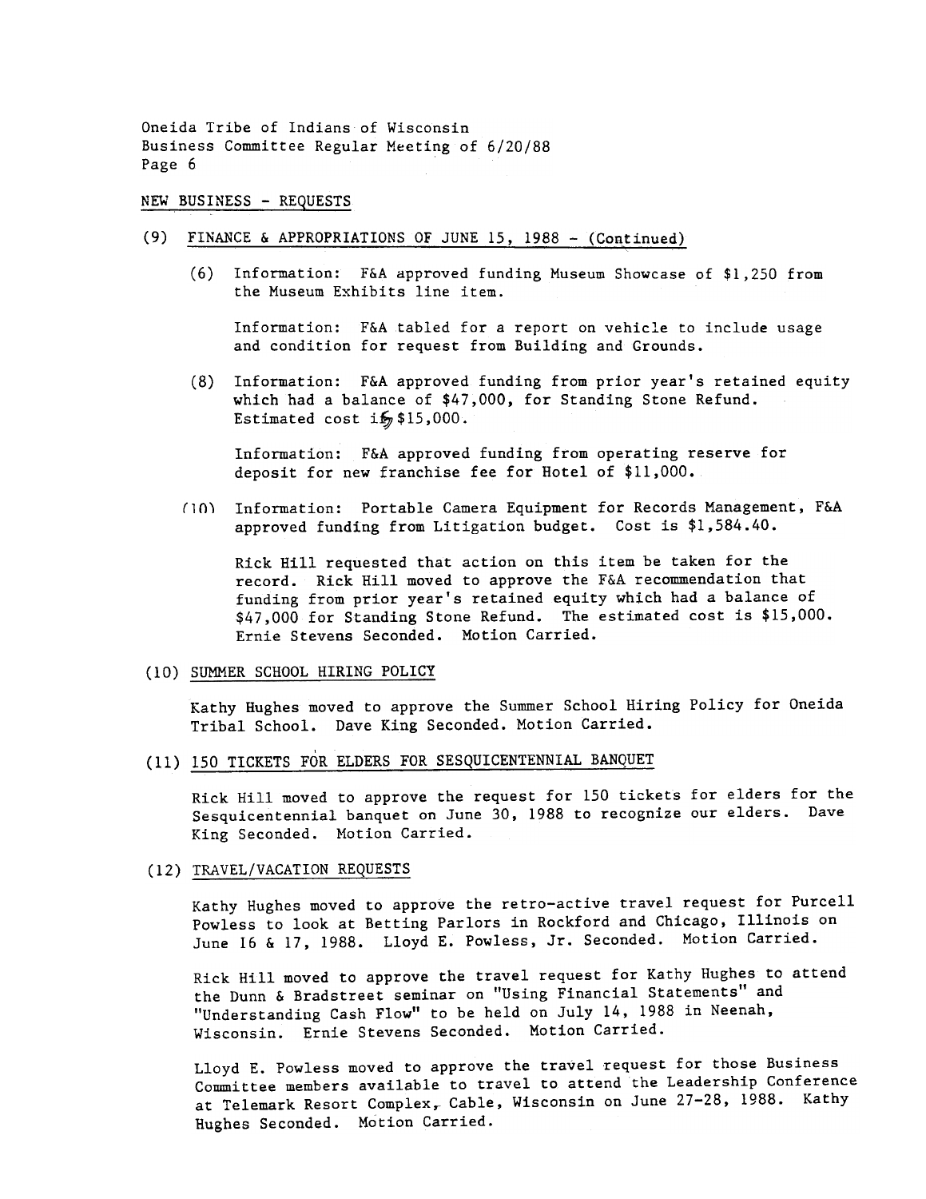Oneida Tribe of Indians of Wisconsin
Business Committee Regular Meeting of 6/20/88

NEW BUSINESS - REQUESTS

(9) FINANCE & APPROPRIATIONS OF JUNE 15, 1988 - (Continued)

(6) Information: F&A approved funding Museum Showcase of $1,250 from the Museum Exhibits line item.

Information: F&A tabled for a report on vehicle to include usage and condition for request from Building and Grounds.

(8) Information: F&A approved funding from prior year's retained equity which had a balance of $47,000, for Standing Stone Refund. Estimated cost is $15,000.

Information: F&A approved funding from operating reserve for deposit for new franchise fee for Hotel of $11,000.

(10) Information: Portable Camera Equipment for Records Management, F&A approved funding from Litigation budget. Cost is $1,584.40.

Rick Hill requested that action on this item be taken for the record. Rick Hill moved to approve the F&A recommendation that funding from prior year's retained equity which had a balance of $47,000 for Standing Stone Refund. The estimated cost is $15,000. Ernie Stevens Seconded. Motion Carried.

(10) SUMMER SCHOOL HIRING POLICY

Kathy Hughes moved to approve the Summer School Hiring Policy for Oneida Tribal School. Dave King Seconded. Motion Carried.

(11) 150 TICKETS FOR ELDERS FOR SESQUICENTENNIAL BANQUET

Rick Hill moved to approve the request for 150 tickets for elders for the Sesquicentennial banquet on June 30, 1988 to recognize our elders. Dave King Seconded. Motion Carried.

(12) TRAVEL/VACATION REQUESTS

Kathy Hughes moved to approve the retro-active travel request for Purcell Powless to look at Betting Parlors in Rockford and Chicago, Illinois on June 16 & 17, 1988. Lloyd E. Powless, Jr. Seconded. Motion Carried.

Rick Hill moved to approve the travel request for Kathy Hughes to attend the Dunn & Bradstreet seminar on "Using Financial Statements" and "Understanding Cash Flow" to be held on July 14, 1988 in Neenah, Wisconsin. Ernie Stevens Seconded. Motion Carried.

Lloyd E. Powless moved to approve the travel request for those Business Committee members available to travel to attend the Leadership Conference at Telemark Resort Complex, Cable, Wisconsin on June 27-28, 1988. Kathy Hughes Seconded. Motion Carried.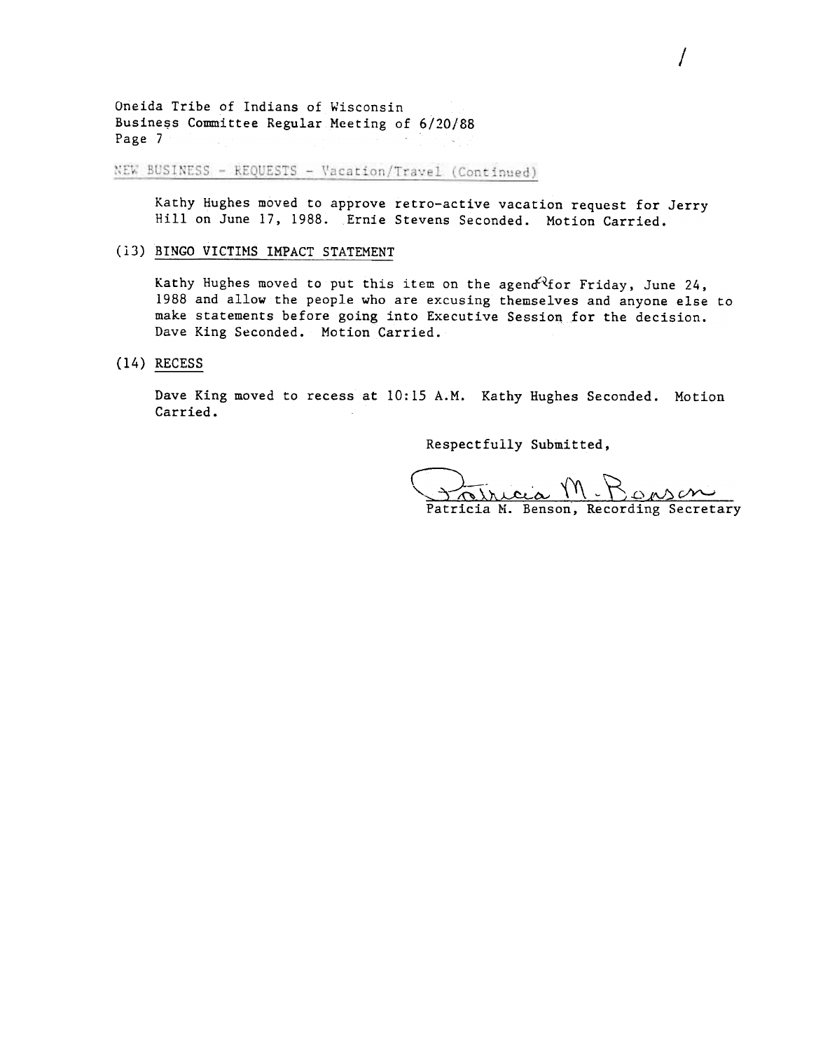NEW BUSINESS - REQUESTS - Vacation/Travel (Continued)

Kathy Hughes moved to approve retro-active vacation request for Jerry Hill on June 17, 1988. Ernie Stevens Seconded. Motion Carried.

(13) BINGO VICTIMS IMPACT STATEMENT

Kathy Hughes moved to put this item on the agenda for Friday, June 24, 1988 and allow the people who are excusing themselves and anyone else to make statements before going into Executive Session for the decision. Dave King Seconded. Motion Carried.

(14) RECESS

Dave King moved to recess at 10:15 A.M. Kathy Hughes Seconded. Motion Carried.

Respectfully Submitted,

Patricia M. Benson, Recording Secretary